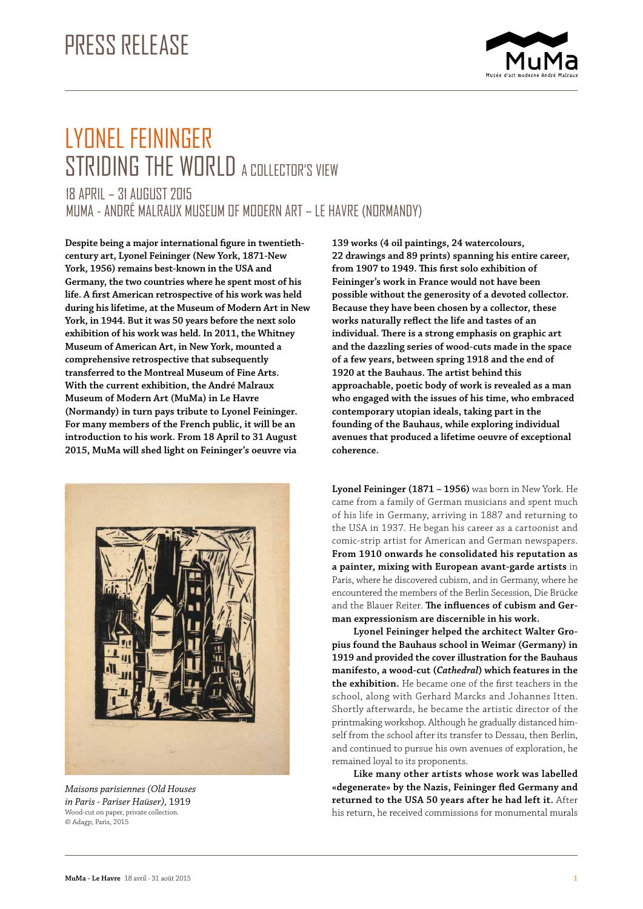# PRESS RELEASE

# LYONEL FEININGER
## STRIDING THE WORLD A COLLECTOR'S VIEW

### 18 APRIL – 31 AUGUST 2015
### MUMA - ANDRÉ MALRAUX MUSEUM OF MODERN ART – LE HAVRE (NORMANDY)

**Despite being a major international figure in twentieth-century art, Lyonel Feininger (New York, 1871-New York, 1956) remains best-known in the USA and Germany, the two countries where he spent most of his life. A first American retrospective of his work was held during his lifetime, at the Museum of Modern Art in New York, in 1944. But it was 50 years before the next solo exhibition of his work was held. In 2011, the Whitney Museum of American Art, in New York, mounted a comprehensive retrospective that subsequently transferred to the Montreal Museum of Fine Arts. With the current exhibition, the André Malraux Museum of Modern Art (MuMa) in Le Havre (Normandy) in turn pays tribute to Lyonel Feininger. For many members of the French public, it will be an introduction to his work. From 18 April to 31 August 2015, MuMa will shed light on Feininger's oeuvre via 139 works (4 oil paintings, 24 watercolours, 22 drawings and 89 prints) spanning his entire career, from 1907 to 1949. This first solo exhibition of Feininger's work in France would not have been possible without the generosity of a devoted collector. Because they have been chosen by a collector, these works naturally reflect the life and tastes of an individual. There is a strong emphasis on graphic art and the dazzling series of wood-cuts made in the space of a few years, between spring 1918 and the end of 1920 at the Bauhaus. The artist behind this approachable, poetic body of work is revealed as a man who engaged with the issues of his time, who embraced contemporary utopian ideals, taking part in the founding of the Bauhaus, while exploring individual avenues that produced a lifetime oeuvre of exceptional coherence.**

*Maisons parisiennes (Old Houses in Paris - Pariser Haüser)*, 1919
Wood-cut on paper, private collection.
© Adagp, Paris, 2015

**Lyonel Feininger (1871 – 1956)** was born in New York. He came from a family of German musicians and spent much of his life in Germany, arriving in 1887 and returning to the USA in 1937. He began his career as a cartoonist and comic-strip artist for American and German newspapers. **From 1910 onwards he consolidated his reputation as a painter, mixing with European avant-garde artists** in Paris, where he discovered cubism, and in Germany, where he encountered the members of the Berlin Secession, Die Brücke and the Blauer Reiter. **The influences of cubism and German expressionism are discernible in his work.**

**Lyonel Feininger helped the architect Walter Gropius found the Bauhaus school in Weimar (Germany) in 1919 and provided the cover illustration for the Bauhaus manifesto, a wood-cut (*Cathedral*) which features in the the exhibition.** He became one of the first teachers in the school, along with Gerhard Marcks and Johannes Itten. Shortly afterwards, he became the artistic director of the printmaking workshop. Although he gradually distanced himself from the school after its transfer to Dessau, then Berlin, and continued to pursue his own avenues of exploration, he remained loyal to its proponents.

**Like many other artists whose work was labelled «degenerate» by the Nazis, Feininger fled Germany and returned to the USA 50 years after he had left it.** After his return, he received commissions for monumental murals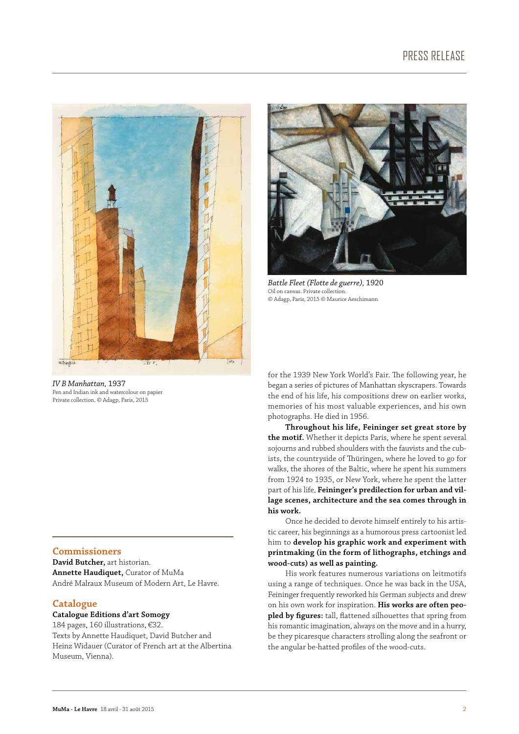*IV B Manhattan,* 1937
Pen and Indian ink and watercolour on papier
Private collection. © Adagp, Paris, 2015

*Battle Fleet (Flotte de guerre),* 1920
Oil on canvas. Private collection.
© Adagp, Paris, 2015 © Maurice Aeschimann

## Commissioners

**David Butcher,** art historian.
**Annette Haudiquet,** Curator of MuMa
André Malraux Museum of Modern Art, Le Havre.

## Catalogue

**Catalogue Editions d'art Somogy**
184 pages, 160 illustrations, €32.
Texts by Annette Haudiquet, David Butcher and Heinz Widauer (Curator of French art at the Albertina Museum, Vienna).

for the 1939 New York World's Fair. The following year, he began a series of pictures of Manhattan skyscrapers. Towards the end of his life, his compositions drew on earlier works, memories of his most valuable experiences, and his own photographs. He died in 1956.

**Throughout his life, Feininger set great store by the motif.** Whether it depicts Paris, where he spent several sojourns and rubbed shoulders with the fauvists and the cubists, the countryside of Thüringen, where he loved to go for walks, the shores of the Baltic, where he spent his summers from 1924 to 1935, or New York, where he spent the latter part of his life, **Feininger's predilection for urban and village scenes, architecture and the sea comes through in his work.**

Once he decided to devote himself entirely to his artistic career, his beginnings as a humorous press cartoonist led him to **develop his graphic work and experiment with printmaking (in the form of lithographs, etchings and wood-cuts) as well as painting.**

His work features numerous variations on leitmotifs using a range of techniques. Once he was back in the USA, Feininger frequently reworked his German subjects and drew on his own work for inspiration. **His works are often peopled by figures:** tall, flattened silhouettes that spring from his romantic imagination, always on the move and in a hurry, be they picaresque characters strolling along the seafront or the angular be-hatted profiles of the wood-cuts.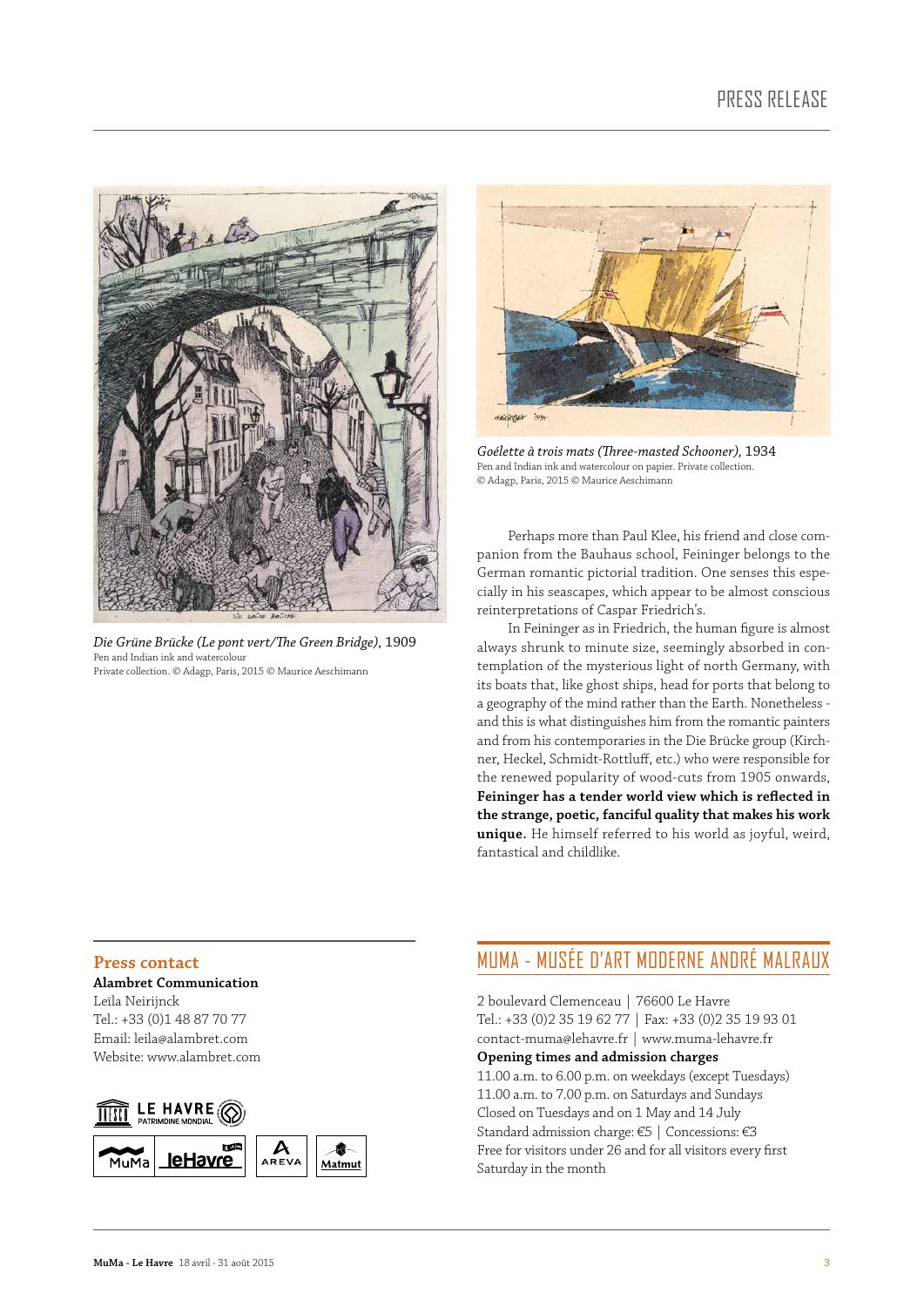*Die Grüne Brücke (Le pont vert/The Green Bridge)*, 1909
Pen and Indian ink and watercolour
Private collection. © Adagp, Paris, 2015 © Maurice Aeschimann

*Goélette à trois mats (Three-masted Schooner)*, 1934
Pen and Indian ink and watercolour on papier. Private collection.
© Adagp, Paris, 2015 © Maurice Aeschimann

Perhaps more than Paul Klee, his friend and close companion from the Bauhaus school, Feininger belongs to the German romantic pictorial tradition. One senses this especially in his seascapes, which appear to be almost conscious reinterpretations of Caspar Friedrich's.

In Feininger as in Friedrich, the human figure is almost always shrunk to minute size, seemingly absorbed in contemplation of the mysterious light of north Germany, with its boats that, like ghost ships, head for ports that belong to a geography of the mind rather than the Earth. Nonetheless - and this is what distinguishes him from the romantic painters and from his contemporaries in the Die Brücke group (Kirchner, Heckel, Schmidt-Rottluff, etc.) who were responsible for the renewed popularity of wood-cuts from 1905 onwards, **Feininger has a tender world view which is reflected in the strange, poetic, fanciful quality that makes his work unique.** He himself referred to his world as joyful, weird, fantastical and childlike.

## Press contact

**Alambret Communication**
Leïla Neirijnck
Tel.: +33 (0)1 48 87 70 77
Email: leila@alambret.com
Website: www.alambret.com

## MUMA - MUSÉE D'ART MODERNE ANDRÉ MALRAUX

2 boulevard Clemenceau | 76600 Le Havre
Tel.: +33 (0)2 35 19 62 77 | Fax: +33 (0)2 35 19 93 01
contact-muma@lehavre.fr | www.muma-lehavre.fr

**Opening times and admission charges**
11.00 a.m. to 6.00 p.m. on weekdays (except Tuesdays)
11.00 a.m. to 7.00 p.m. on Saturdays and Sundays
Closed on Tuesdays and on 1 May and 14 July
Standard admission charge: €5 | Concessions: €3
Free for visitors under 26 and for all visitors every first Saturday in the month